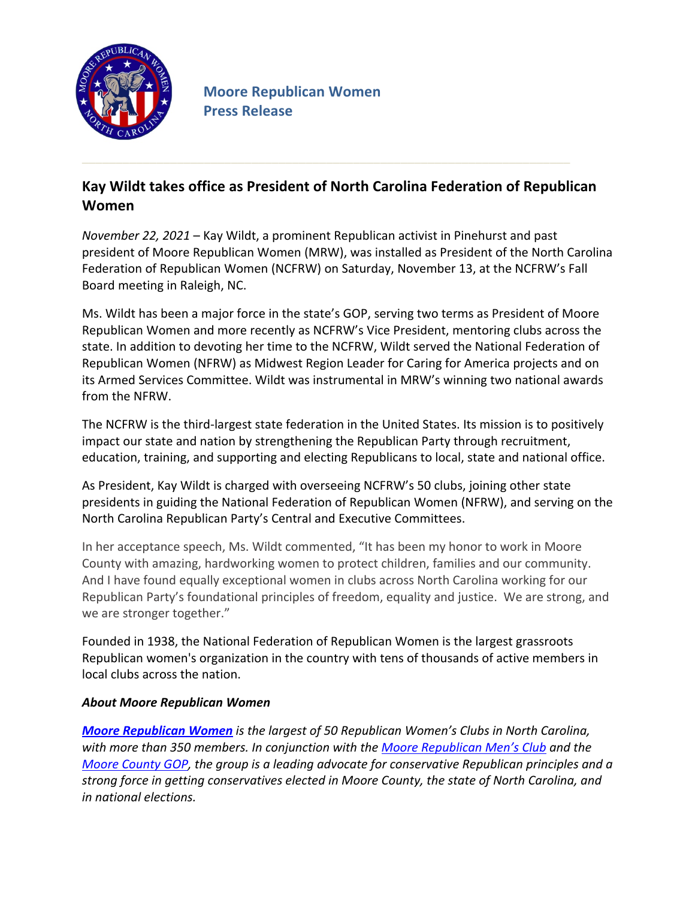**Moore Republican Women**
**Press Release**

## Kay Wildt takes office as President of North Carolina Federation of Republican Women

*November 22, 2021* – Kay Wildt, a prominent Republican activist in Pinehurst and past president of Moore Republican Women (MRW), was installed as President of the North Carolina Federation of Republican Women (NCFRW) on Saturday, November 13, at the NCFRW's Fall Board meeting in Raleigh, NC.

Ms. Wildt has been a major force in the state's GOP, serving two terms as President of Moore Republican Women and more recently as NCFRW's Vice President, mentoring clubs across the state. In addition to devoting her time to the NCFRW, Wildt served the National Federation of Republican Women (NFRW) as Midwest Region Leader for Caring for America projects and on its Armed Services Committee. Wildt was instrumental in MRW's winning two national awards from the NFRW.

The NCFRW is the third-largest state federation in the United States. Its mission is to positively impact our state and nation by strengthening the Republican Party through recruitment, education, training, and supporting and electing Republicans to local, state and national office.

As President, Kay Wildt is charged with overseeing NCFRW's 50 clubs, joining other state presidents in guiding the National Federation of Republican Women (NFRW), and serving on the North Carolina Republican Party's Central and Executive Committees.

In her acceptance speech, Ms. Wildt commented, "It has been my honor to work in Moore County with amazing, hardworking women to protect children, families and our community. And I have found equally exceptional women in clubs across North Carolina working for our Republican Party's foundational principles of freedom, equality and justice. We are strong, and we are stronger together."

Founded in 1938, the National Federation of Republican Women is the largest grassroots Republican women's organization in the country with tens of thousands of active members in local clubs across the nation.

### *About Moore Republican Women*

***Moore Republican Women*** *is the largest of 50 Republican Women's Clubs in North Carolina, with more than 350 members. In conjunction with the Moore Republican Men's Club and the Moore County GOP, the group is a leading advocate for conservative Republican principles and a strong force in getting conservatives elected in Moore County, the state of North Carolina, and in national elections.*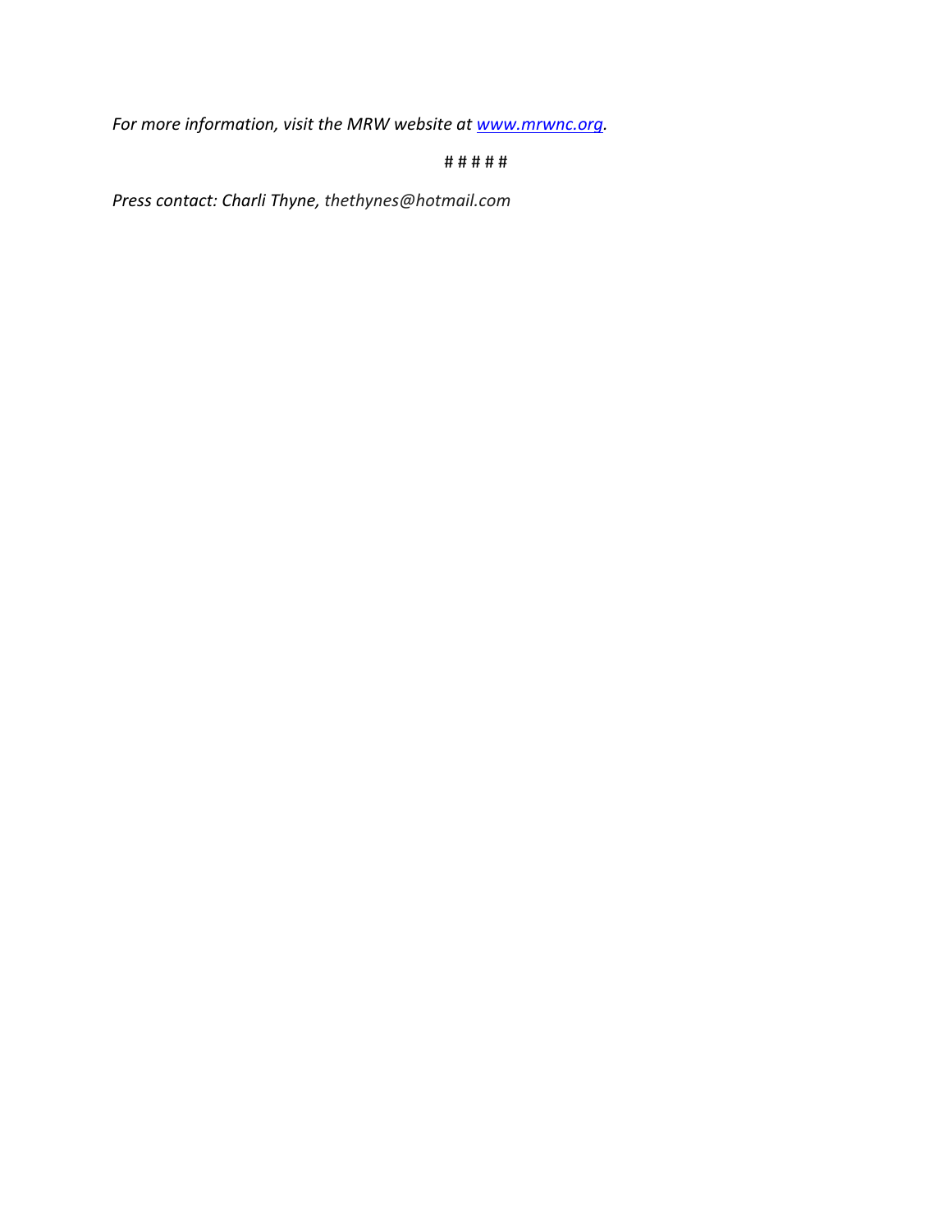*For more information, visit the MRW website at [www.mrwnc.org](http://www.mrwnc.org).*

# # # # #

*Press contact: Charli Thyne, thethynes@hotmail.com*